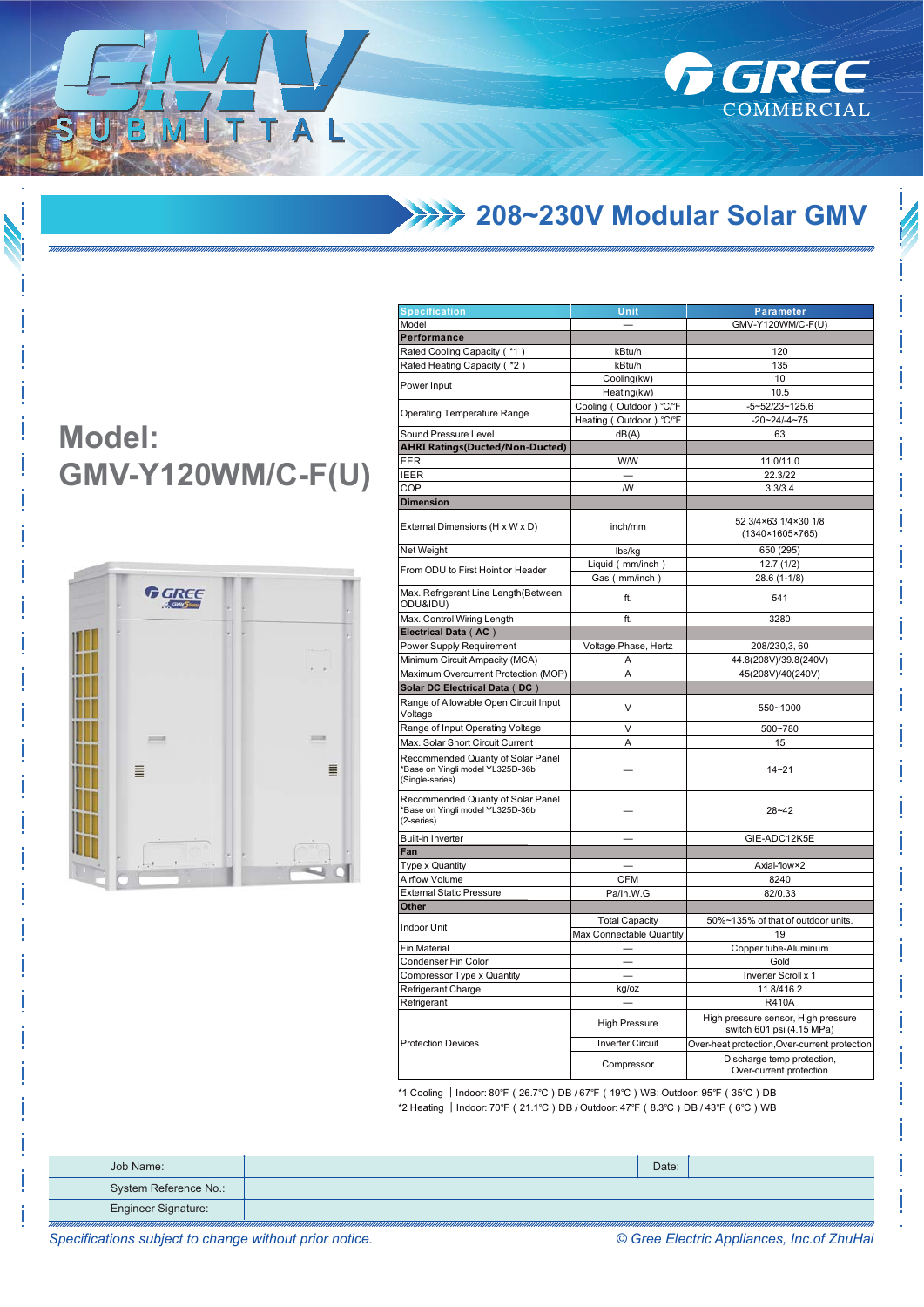# GMV SUBMITTAL

GREE COMMERCIAL

## 208~230V Modular Solar GMV

## Model: GMV-Y120WM/C-F(U)

| Specification | Unit | Parameter |
|---|---|---|
| Model | — | GMV-Y120WM/C-F(U) |
| **Performance** | | |
| Rated Cooling Capacity ( *1 ) | kBtu/h | 120 |
| Rated Heating Capacity ( *2 ) | kBtu/h | 135 |
| Power Input | Cooling(kw) | 10 |
| | Heating(kw) | 10.5 |
| Operating Temperature Range | Cooling ( Outdoor ) °C/°F | -5~52/23~125.6 |
| | Heating ( Outdoor ) °C/°F | -20~24/-4~75 |
| Sound Pressure Level | dB(A) | 63 |
| **AHRI Ratings(Ducted/Non-Ducted)** | | |
| EER | W/W | 11.0/11.0 |
| IEER | — | 22.3/22 |
| COP | /W | 3.3/3.4 |
| **Dimension** | | |
| External Dimensions (H x W x D) | inch/mm | 52 3/4×63 1/4×30 1/8 (1340×1605×765) |
| Net Weight | lbs/kg | 650 (295) |
| From ODU to First Hoint or Header | Liquid ( mm/inch ) | 12.7 (1/2) |
| | Gas ( mm/inch ) | 28.6 (1-1/8) |
| Max. Refrigerant Line Length(Between ODU&IDU) | ft. | 541 |
| Max. Control Wiring Length | ft. | 3280 |
| **Electrical Data ( AC )** | | |
| Power Supply Requirement | Voltage,Phase, Hertz | 208/230,3, 60 |
| Minimum Circuit Ampacity (MCA) | A | 44.8(208V)/39.8(240V) |
| Maximum Overcurrent Protection (MOP) | A | 45(208V)/40(240V) |
| **Solar DC Electrical Data ( DC )** | | |
| Range of Allowable Open Circuit Input Voltage | V | 550~1000 |
| Range of Input Operating Voltage | V | 500~780 |
| Max. Solar Short Circuit Current | A | 15 |
| Recommended Quanty of Solar Panel *Base on Yingli model YL325D-36b (Single-series) | — | 14~21 |
| Recommended Quanty of Solar Panel *Base on Yingli model YL325D-36b (2-series) | — | 28~42 |
| Built-in Inverter | — | GIE-ADC12K5E |
| **Fan** | | |
| Type x Quantity | — | Axial-flow×2 |
| Airflow Volume | CFM | 8240 |
| External Static Pressure | Pa/In.W.G | 82/0.33 |
| **Other** | | |
| Indoor Unit | Total Capacity | 50%~135% of that of outdoor units. |
| | Max Connectable Quantity | 19 |
| Fin Material | — | Copper tube-Aluminum |
| Condenser Fin Color | — | Gold |
| Compressor Type x Quantity | — | Inverter Scroll x 1 |
| Refrigerant Charge | kg/oz | 11.8/416.2 |
| Refrigerant | — | R410A |
| Protection Devices | High Pressure | High pressure sensor, High pressure switch 601 psi (4.15 MPa) |
| | Inverter Circuit | Over-heat protection,Over-current protection |
| | Compressor | Discharge temp protection, Over-current protection |

*1 Cooling | Indoor: 80°F ( 26.7°C ) DB / 67°F ( 19°C ) WB; Outdoor: 95°F ( 35°C ) DB

*2 Heating | Indoor: 70°F ( 21.1°C ) DB / Outdoor: 47°F ( 8.3°C ) DB / 43°F ( 6°C ) WB

| Job Name: | | Date: | |
|---|---|---|---|
| System Reference No.: | | | |
| Engineer Signature: | | | |

*Specifications subject to change without prior notice.* *© Gree Electric Appliances, Inc.of ZhuHai*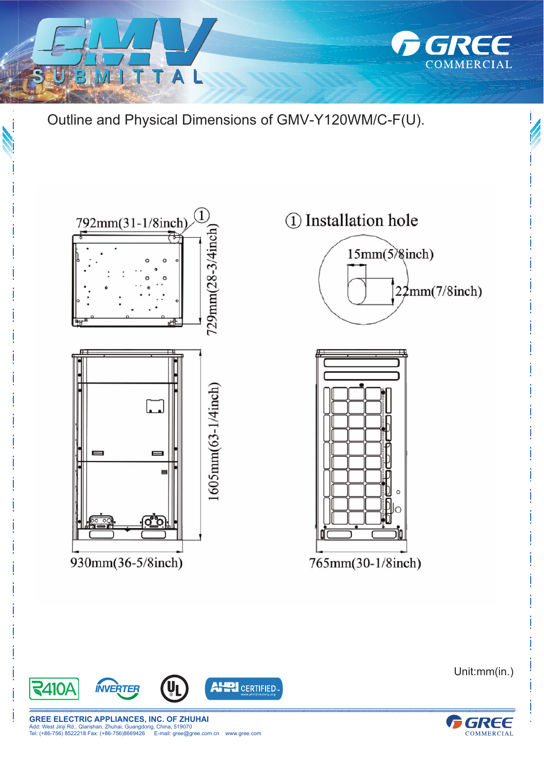Outline and Physical Dimensions of GMV-Y120WM/C-F(U).

792mm(31-1/8inch)

①

729mm(28-3/4inch)

① Installation hole

15mm(5/8inch)

22mm(7/8inch)

1605mm(63-1/4inch)

930mm(36-5/8inch)

765mm(30-1/8inch)

Unit:mm(in.)

**GREE ELECTRIC APPLIANCES, INC. OF ZHUHAI**
Add: West Jinji Rd., Qianshan, Zhuhai, Guangdong, China, 519070
Tel: (+86-756) 8522218 Fax: (+86-756)8669426 E-mail: gree@gree.com.cn www.gree.com